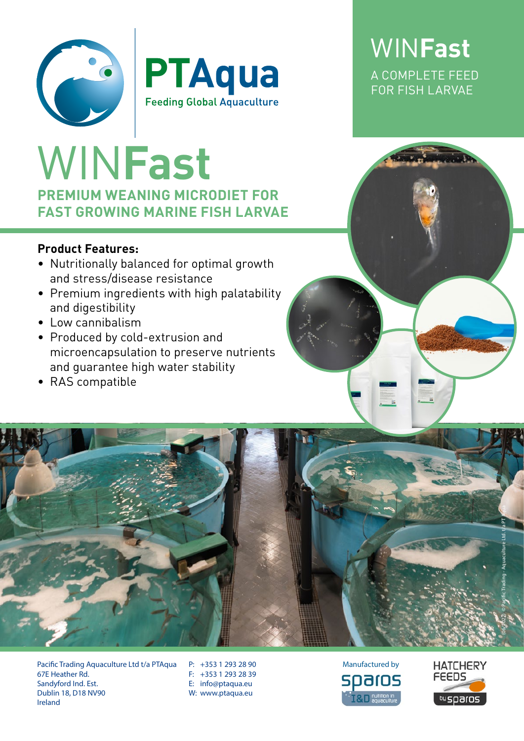PTAqua

Feeding Global Aquaculture

# WINFast

A COMPLETE FEED FOR FISH LARVAE

# WINFast

## PREMIUM WEANING MICRODIET FOR FAST GROWING MARINE FISH LARVAE

**Product Features:**

- Nutritionally balanced for optimal growth and stress/disease resistance
- Premium ingredients with high palatability and digestibility
- Low cannibalism
- Produced by cold-extrusion and microencapsulation to preserve nutrients and guarantee high water stability
- RAS compatible

(06/2022) © Pacific Trading - Aquaculture Ltd t/a PT Aqua

Pacific Trading Aquaculture Ltd t/a PTAqua
67E Heather Rd.
Sandyford Ind. Est.
Dublin 18, D18 NV90
Ireland

P: +353 1 293 28 90
F: +353 1 293 28 39
E: info@ptaqua.eu
W: www.ptaqua.eu

Manufactured by sparos I&D nutrition in aquaculture

HATCHERY FEEDS by sparos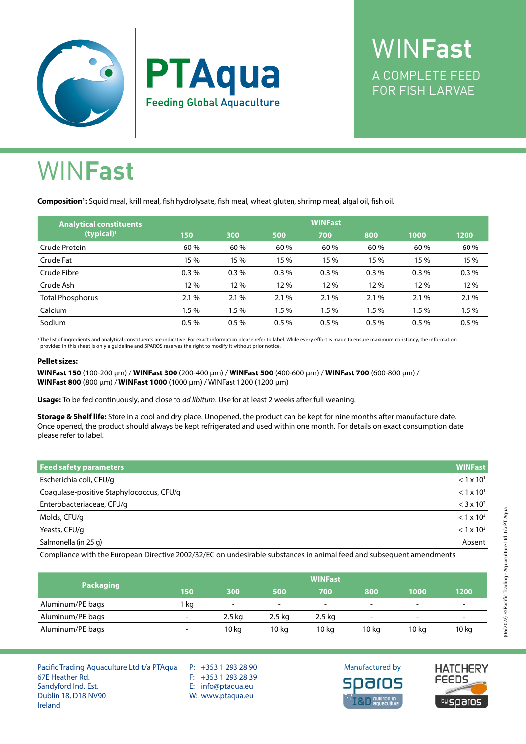PTAqua

Feeding Global Aquaculture

# WINFast

A COMPLETE FEED FOR FISH LARVAE

# WINFast

**Composition[1]:** Squid meal, krill meal, fish hydrolysate, fish meal, wheat gluten, shrimp meal, algal oil, fish oil.

| Analytical constituents (typical)[1] | WINFast | | | | | | |
|---|---|---|---|---|---|---|---|
| | 150 | 300 | 500 | 700 | 800 | 1000 | 1200 |
| Crude Protein | 60 % | 60 % | 60 % | 60 % | 60 % | 60 % | 60 % |
| Crude Fat | 15 % | 15 % | 15 % | 15 % | 15 % | 15 % | 15 % |
| Crude Fibre | 0.3 % | 0.3 % | 0.3 % | 0.3 % | 0.3 % | 0.3 % | 0.3 % |
| Crude Ash | 12 % | 12 % | 12 % | 12 % | 12 % | 12 % | 12 % |
| Total Phosphorus | 2.1 % | 2.1 % | 2.1 % | 2.1 % | 2.1 % | 2.1 % | 2.1 % |
| Calcium | 1.5 % | 1.5 % | 1.5 % | 1.5 % | 1.5 % | 1.5 % | 1.5 % |
| Sodium | 0.5 % | 0.5 % | 0.5 % | 0.5 % | 0.5 % | 0.5 % | 0.5 % |

[1] The list of ingredients and analytical constituents are indicative. For exact information please refer to label. While every effort is made to ensure maximum constancy, the information provided in this sheet is only a guideline and SPAROS reserves the right to modify it without prior notice.

**Pellet sizes:**

**WINFast 150** (100-200 µm) / **WINFast 300** (200-400 µm) / **WINFast 500** (400-600 µm) / **WINFast 700** (600-800 µm) / **WINFast 800** (800 µm) / **WINFast 1000** (1000 µm) / WINFast 1200 (1200 µm)

**Usage:** To be fed continuously, and close to *ad libitum*. Use for at least 2 weeks after full weaning.

**Storage & Shelf life:** Store in a cool and dry place. Unopened, the product can be kept for nine months after manufacture date. Once opened, the product should always be kept refrigerated and used within one month. For details on exact consumption date please refer to label.

| Feed safety parameters | WINFast |
|---|---|
| Escherichia coli, CFU/g | $< 1 \times 10^1$ |
| Coagulase-positive Staphylococcus, CFU/g | $< 1 \times 10^1$ |
| Enterobacteriaceae, CFU/g | $< 3 \times 10^2$ |
| Molds, CFU/g | $< 1 \times 10^3$ |
| Yeasts, CFU/g | $< 1 \times 10^3$ |
| Salmonella (in 25 g) | Absent |

Compliance with the European Directive 2002/32/EC on undesirable substances in animal feed and subsequent amendments

| Packaging | WINFast | | | | | | |
|---|---|---|---|---|---|---|---|
| | 150 | 300 | 500 | 700 | 800 | 1000 | 1200 |
| Aluminum/PE bags | 1 kg | - | - | - | - | - | - |
| Aluminum/PE bags | - | 2.5 kg | 2.5 kg | 2.5 kg | - | - | - |
| Aluminum/PE bags | - | 10 kg | 10 kg | 10 kg | 10 kg | 10 kg | 10 kg |

(06/2022) © Pacific Trading - Aquaculture Ltd. t/a PT Aqua

Pacific Trading Aquaculture Ltd t/a PTAqua
67E Heather Rd.
Sandyford Ind. Est.
Dublin 18, D18 NV90
Ireland

P: +353 1 293 28 90
F: +353 1 293 28 39
E: info@ptaqua.eu
W: www.ptaqua.eu

Manufactured by sparos I&D nutrition in aquaculture

HATCHERY FEEDS by sparos